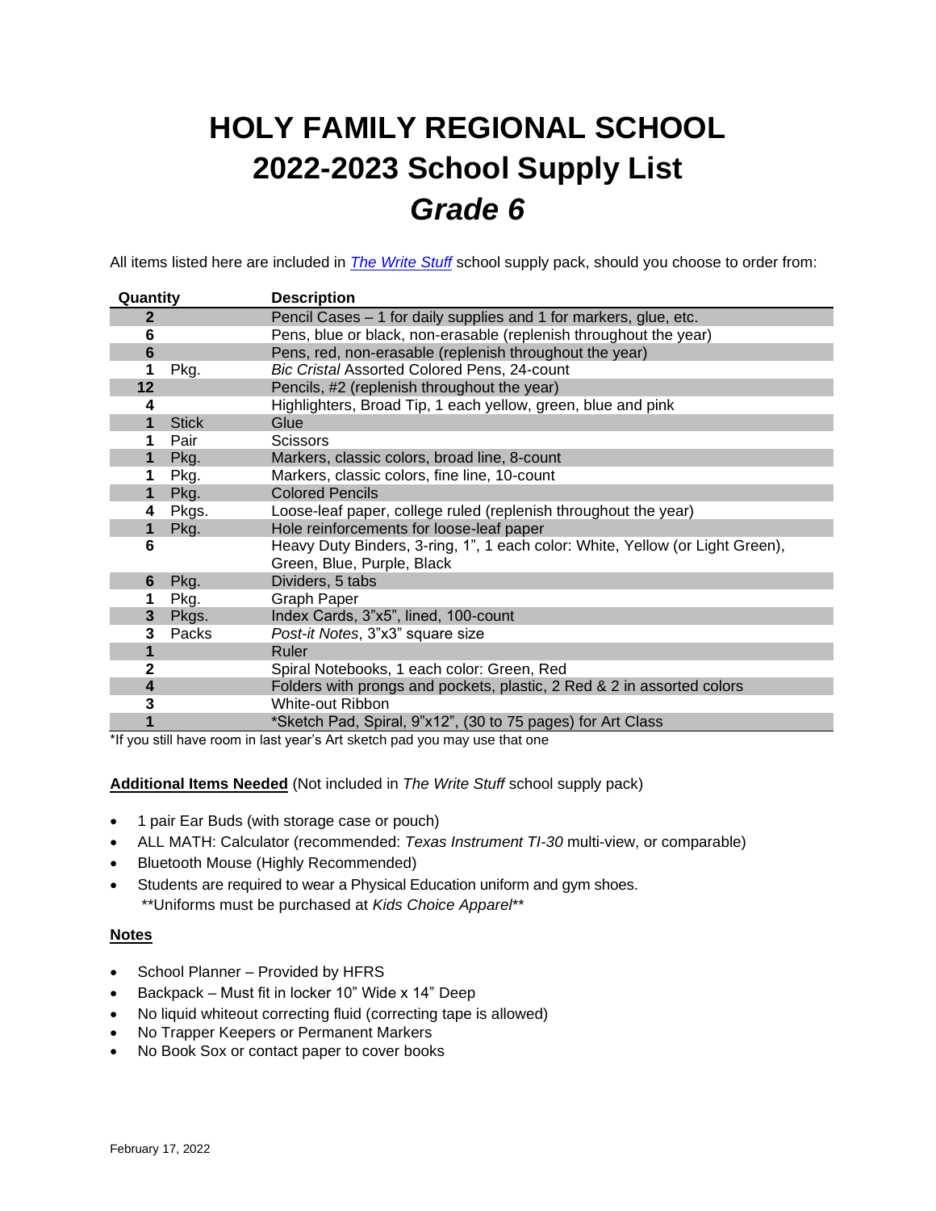# HOLY FAMILY REGIONAL SCHOOL
# 2022-2023 School Supply List
# *Grade 6*

All items listed here are included in *The Write Stuff* school supply pack, should you choose to order from:

| Quantity | | Description |
|---|---|---|
| 2 | | Pencil Cases – 1 for daily supplies and 1 for markers, glue, etc. |
| 6 | | Pens, blue or black, non-erasable (replenish throughout the year) |
| 6 | | Pens, red, non-erasable (replenish throughout the year) |
| 1 | Pkg. | *Bic Cristal* Assorted Colored Pens, 24-count |
| 12 | | Pencils, #2 (replenish throughout the year) |
| 4 | | Highlighters, Broad Tip, 1 each yellow, green, blue and pink |
| 1 | Stick | Glue |
| 1 | Pair | Scissors |
| 1 | Pkg. | Markers, classic colors, broad line, 8-count |
| 1 | Pkg. | Markers, classic colors, fine line, 10-count |
| 1 | Pkg. | Colored Pencils |
| 4 | Pkgs. | Loose-leaf paper, college ruled (replenish throughout the year) |
| 1 | Pkg. | Hole reinforcements for loose-leaf paper |
| 6 | | Heavy Duty Binders, 3-ring, 1", 1 each color: White, Yellow (or Light Green), Green, Blue, Purple, Black |
| 6 | Pkg. | Dividers, 5 tabs |
| 1 | Pkg. | Graph Paper |
| 3 | Pkgs. | Index Cards, 3"x5", lined, 100-count |
| 3 | Packs | *Post-it Notes*, 3"x3" square size |
| 1 | | Ruler |
| 2 | | Spiral Notebooks, 1 each color: Green, Red |
| 4 | | Folders with prongs and pockets, plastic, 2 Red & 2 in assorted colors |
| 3 | | White-out Ribbon |
| 1 | | *Sketch Pad, Spiral, 9"x12", (30 to 75 pages) for Art Class |

*If you still have room in last year's Art sketch pad you may use that one

**Additional Items Needed** (Not included in *The Write Stuff* school supply pack)

- 1 pair Ear Buds (with storage case or pouch)
- ALL MATH: Calculator (recommended: *Texas Instrument TI-30* multi-view, or comparable)
- Bluetooth Mouse (Highly Recommended)
- Students are required to wear a Physical Education uniform and gym shoes.
  **Uniforms must be purchased at *Kids Choice Apparel***

**Notes**

- School Planner – Provided by HFRS
- Backpack – Must fit in locker 10" Wide x 14" Deep
- No liquid whiteout correcting fluid (correcting tape is allowed)
- No Trapper Keepers or Permanent Markers
- No Book Sox or contact paper to cover books

February 17, 2022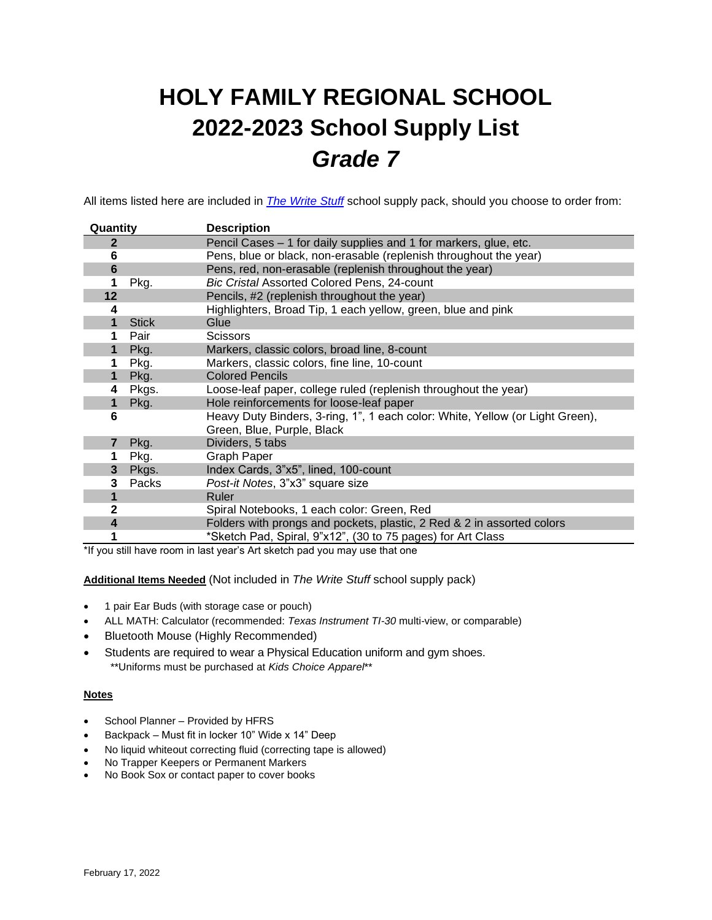# HOLY FAMILY REGIONAL SCHOOL
# 2022-2023 School Supply List
# *Grade 7*

All items listed here are included in *The Write Stuff* school supply pack, should you choose to order from:

| Quantity | | Description |
|---|---|---|
| 2 | | Pencil Cases – 1 for daily supplies and 1 for markers, glue, etc. |
| 6 | | Pens, blue or black, non-erasable (replenish throughout the year) |
| 6 | | Pens, red, non-erasable (replenish throughout the year) |
| 1 | Pkg. | *Bic Cristal* Assorted Colored Pens, 24-count |
| 12 | | Pencils, #2 (replenish throughout the year) |
| 4 | | Highlighters, Broad Tip, 1 each yellow, green, blue and pink |
| 1 | Stick | Glue |
| 1 | Pair | Scissors |
| 1 | Pkg. | Markers, classic colors, broad line, 8-count |
| 1 | Pkg. | Markers, classic colors, fine line, 10-count |
| 1 | Pkg. | Colored Pencils |
| 4 | Pkgs. | Loose-leaf paper, college ruled (replenish throughout the year) |
| 1 | Pkg. | Hole reinforcements for loose-leaf paper |
| 6 | | Heavy Duty Binders, 3-ring, 1", 1 each color: White, Yellow (or Light Green), Green, Blue, Purple, Black |
| 7 | Pkg. | Dividers, 5 tabs |
| 1 | Pkg. | Graph Paper |
| 3 | Pkgs. | Index Cards, 3"x5", lined, 100-count |
| 3 | Packs | *Post-it Notes*, 3"x3" square size |
| 1 | | Ruler |
| 2 | | Spiral Notebooks, 1 each color: Green, Red |
| 4 | | Folders with prongs and pockets, plastic, 2 Red & 2 in assorted colors |
| 1 | | *Sketch Pad, Spiral, 9"x12", (30 to 75 pages) for Art Class |

*If you still have room in last year's Art sketch pad you may use that one

**Additional Items Needed** (Not included in *The Write Stuff* school supply pack)

- 1 pair Ear Buds (with storage case or pouch)
- ALL MATH: Calculator (recommended: *Texas Instrument TI-30* multi-view, or comparable)
- Bluetooth Mouse (Highly Recommended)
- Students are required to wear a Physical Education uniform and gym shoes.
  **Uniforms must be purchased at *Kids Choice Apparel***

**Notes**

- School Planner – Provided by HFRS
- Backpack – Must fit in locker 10" Wide x 14" Deep
- No liquid whiteout correcting fluid (correcting tape is allowed)
- No Trapper Keepers or Permanent Markers
- No Book Sox or contact paper to cover books

February 17, 2022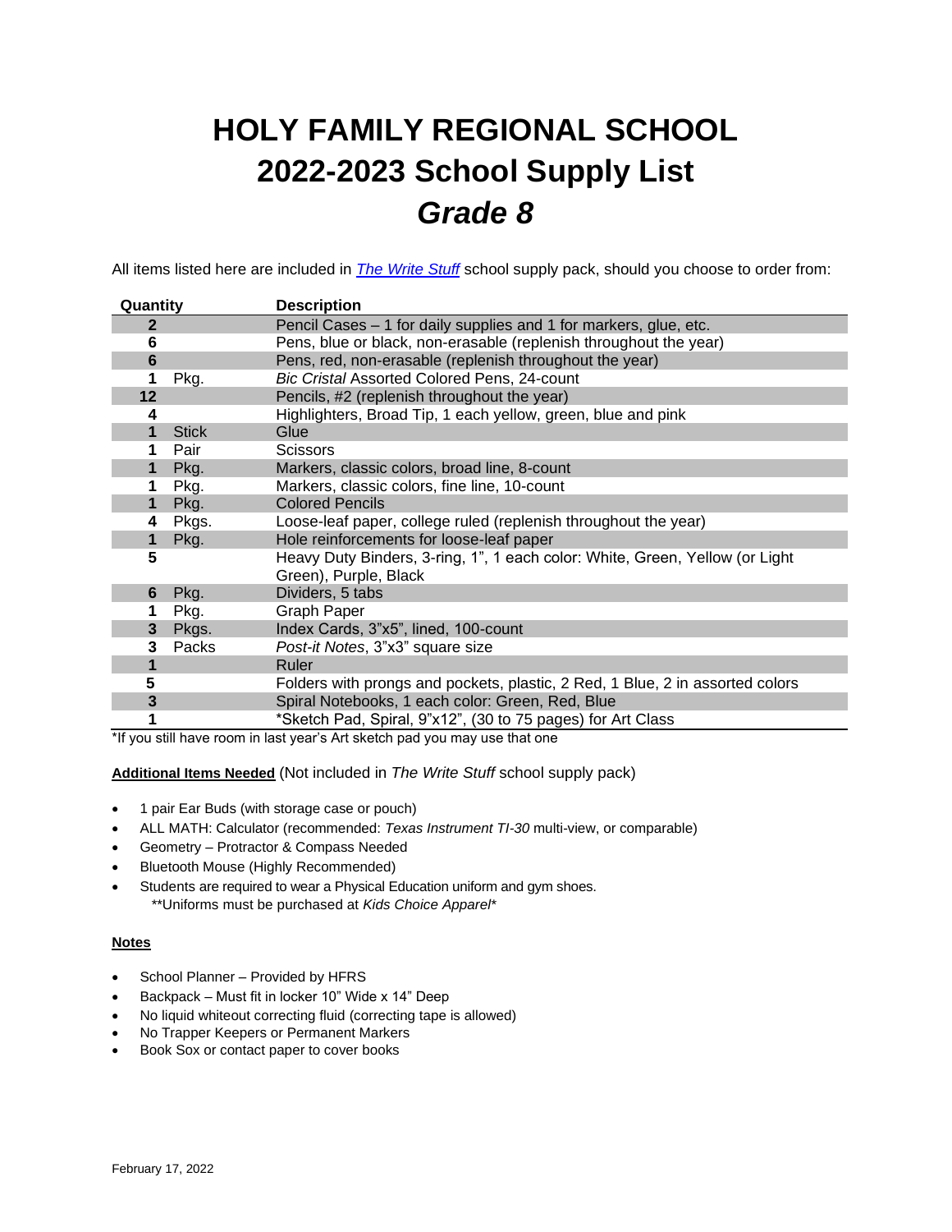# HOLY FAMILY REGIONAL SCHOOL
# 2022-2023 School Supply List
# *Grade 8*

All items listed here are included in *The Write Stuff* school supply pack, should you choose to order from:

| Quantity | | Description |
|---|---|---|
| 2 | | Pencil Cases – 1 for daily supplies and 1 for markers, glue, etc. |
| 6 | | Pens, blue or black, non-erasable (replenish throughout the year) |
| 6 | | Pens, red, non-erasable (replenish throughout the year) |
| 1 | Pkg. | *Bic Cristal* Assorted Colored Pens, 24-count |
| 12 | | Pencils, #2 (replenish throughout the year) |
| 4 | | Highlighters, Broad Tip, 1 each yellow, green, blue and pink |
| 1 | Stick | Glue |
| 1 | Pair | Scissors |
| 1 | Pkg. | Markers, classic colors, broad line, 8-count |
| 1 | Pkg. | Markers, classic colors, fine line, 10-count |
| 1 | Pkg. | Colored Pencils |
| 4 | Pkgs. | Loose-leaf paper, college ruled (replenish throughout the year) |
| 1 | Pkg. | Hole reinforcements for loose-leaf paper |
| 5 | | Heavy Duty Binders, 3-ring, 1", 1 each color: White, Green, Yellow (or Light Green), Purple, Black |
| 6 | Pkg. | Dividers, 5 tabs |
| 1 | Pkg. | Graph Paper |
| 3 | Pkgs. | Index Cards, 3"x5", lined, 100-count |
| 3 | Packs | *Post-it Notes*, 3"x3" square size |
| 1 | | Ruler |
| 5 | | Folders with prongs and pockets, plastic, 2 Red, 1 Blue, 2 in assorted colors |
| 3 | | Spiral Notebooks, 1 each color: Green, Red, Blue |
| 1 | | *Sketch Pad, Spiral, 9"x12", (30 to 75 pages) for Art Class |

*If you still have room in last year's Art sketch pad you may use that one

**Additional Items Needed** (Not included in *The Write Stuff* school supply pack)

- 1 pair Ear Buds (with storage case or pouch)
- ALL MATH: Calculator (recommended: *Texas Instrument TI-30* multi-view, or comparable)
- Geometry – Protractor & Compass Needed
- Bluetooth Mouse (Highly Recommended)
- Students are required to wear a Physical Education uniform and gym shoes.
  **Uniforms must be purchased at *Kids Choice Apparel**

**Notes**

- School Planner – Provided by HFRS
- Backpack – Must fit in locker 10" Wide x 14" Deep
- No liquid whiteout correcting fluid (correcting tape is allowed)
- No Trapper Keepers or Permanent Markers
- Book Sox or contact paper to cover books

February 17, 2022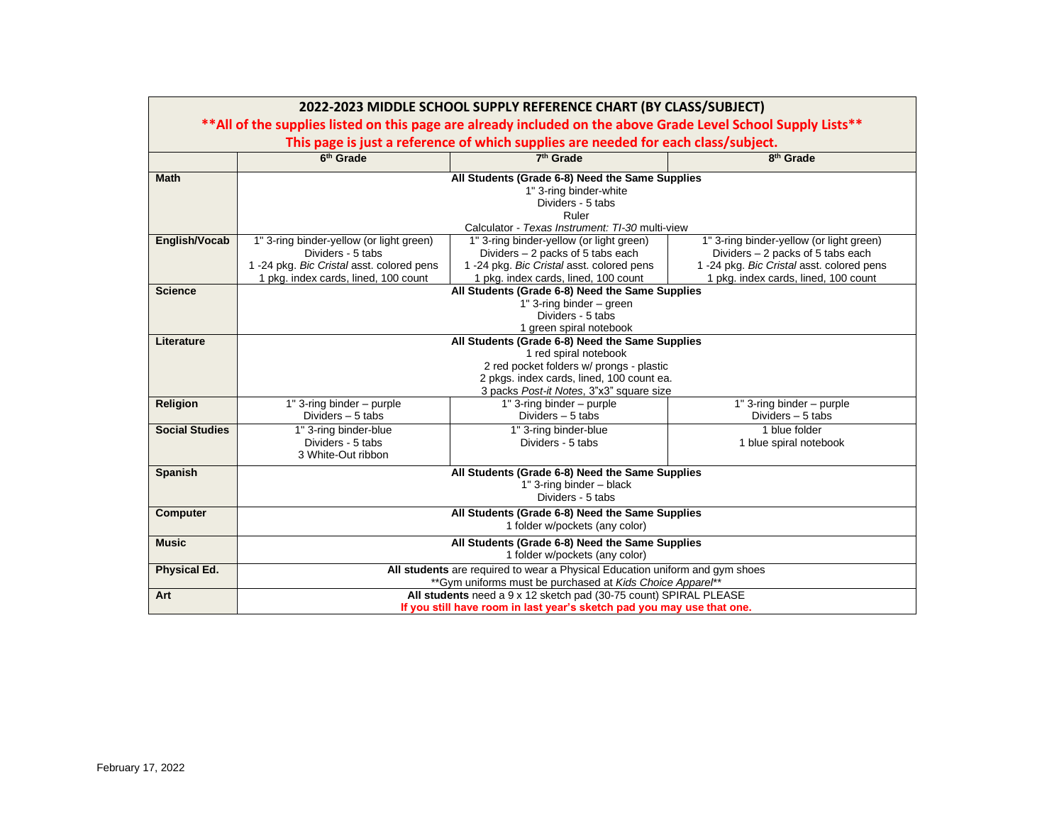# 2022-2023 MIDDLE SCHOOL SUPPLY REFERENCE CHART (BY CLASS/SUBJECT)

**All of the supplies listed on this page are already included on the above Grade Level School Supply Lists**

This page is just a reference of which supplies are needed for each class/subject.

| | 6th Grade | 7th Grade | 8th Grade |
|---|---|---|---|
| **Math** | **All Students (Grade 6-8) Need the Same Supplies**<br>1" 3-ring binder-white<br>Dividers - 5 tabs<br>Ruler<br>Calculator - *Texas Instrument: TI-30* multi-view | | |
| **English/Vocab** | 1" 3-ring binder-yellow (or light green)<br>Dividers - 5 tabs<br>1 -24 pkg. *Bic Cristal* asst. colored pens<br>1 pkg. index cards, lined, 100 count | 1" 3-ring binder-yellow (or light green)<br>Dividers – 2 packs of 5 tabs each<br>1 -24 pkg. *Bic Cristal* asst. colored pens<br>1 pkg. index cards, lined, 100 count | 1" 3-ring binder-yellow (or light green)<br>Dividers – 2 packs of 5 tabs each<br>1 -24 pkg. *Bic Cristal* asst. colored pens<br>1 pkg. index cards, lined, 100 count |
| **Science** | **All Students (Grade 6-8) Need the Same Supplies**<br>1" 3-ring binder – green<br>Dividers - 5 tabs<br>1 green spiral notebook | | |
| **Literature** | **All Students (Grade 6-8) Need the Same Supplies**<br>1 red spiral notebook<br>2 red pocket folders w/ prongs - plastic<br>2 pkgs. index cards, lined, 100 count ea.<br>3 packs *Post-it Notes*, 3"x3" square size | | |
| **Religion** | 1" 3-ring binder – purple<br>Dividers – 5 tabs | 1" 3-ring binder – purple<br>Dividers – 5 tabs | 1" 3-ring binder – purple<br>Dividers – 5 tabs |
| **Social Studies** | 1" 3-ring binder-blue<br>Dividers - 5 tabs<br>3 White-Out ribbon | 1" 3-ring binder-blue<br>Dividers - 5 tabs | 1 blue folder<br>1 blue spiral notebook |
| **Spanish** | **All Students (Grade 6-8) Need the Same Supplies**<br>1" 3-ring binder – black<br>Dividers - 5 tabs | | |
| **Computer** | **All Students (Grade 6-8) Need the Same Supplies**<br>1 folder w/pockets (any color) | | |
| **Music** | **All Students (Grade 6-8) Need the Same Supplies**<br>1 folder w/pockets (any color) | | |
| **Physical Ed.** | **All students** are required to wear a Physical Education uniform and gym shoes<br>**Gym uniforms must be purchased at *Kids Choice Apparel*** | | |
| **Art** | **All students** need a 9 x 12 sketch pad (30-75 count) SPIRAL PLEASE<br>**If you still have room in last year's sketch pad you may use that one.** | | |

February 17, 2022